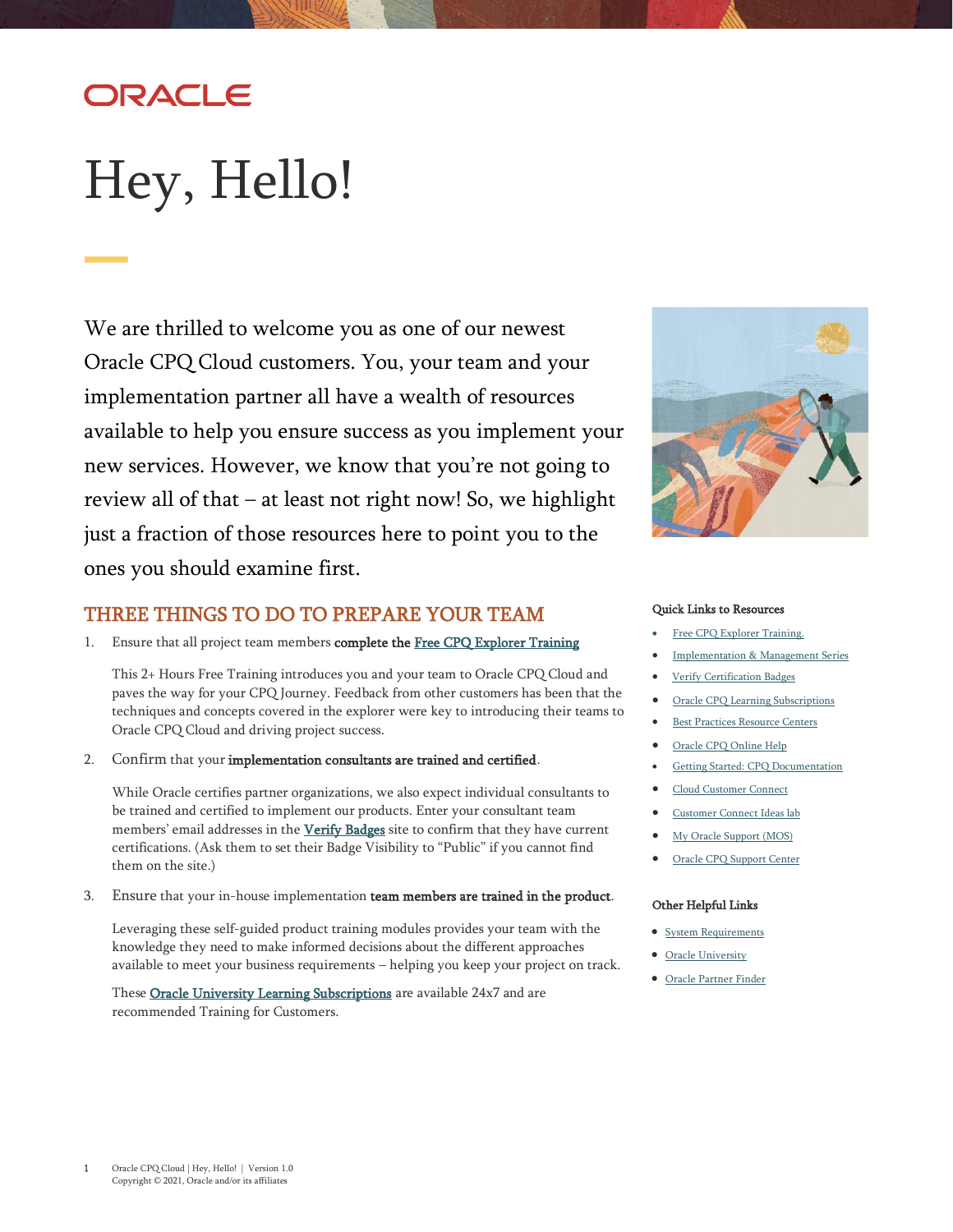ORACLE

# Hey, Hello!

We are thrilled to welcome you as one of our newest Oracle CPQ Cloud customers. You, your team and your implementation partner all have a wealth of resources available to help you ensure success as you implement your new services. However, we know that you're not going to review all of that – at least not right now! So, we highlight just a fraction of those resources here to point you to the ones you should examine first.

## THREE THINGS TO DO TO PREPARE YOUR TEAM

1. Ensure that all project team members **complete the Free CPQ Explorer Training**

   This 2+ Hours Free Training introduces you and your team to Oracle CPQ Cloud and paves the way for your CPQ Journey. Feedback from other customers has been that the techniques and concepts covered in the explorer were key to introducing their teams to Oracle CPQ Cloud and driving project success.

2. Confirm that your **implementation consultants are trained and certified**.

   While Oracle certifies partner organizations, we also expect individual consultants to be trained and certified to implement our products. Enter your consultant team members' email addresses in the **Verify Badges** site to confirm that they have current certifications. (Ask them to set their Badge Visibility to "Public" if you cannot find them on the site.)

3. Ensure that your in-house implementation **team members are trained in the product**.

   Leveraging these self-guided product training modules provides your team with the knowledge they need to make informed decisions about the different approaches available to meet your business requirements – helping you keep your project on track.

   These **Oracle University Learning Subscriptions** are available 24x7 and are recommended Training for Customers.

### Quick Links to Resources

- Free CPQ Explorer Training.
- Implementation & Management Series
- Verify Certification Badges
- Oracle CPQ Learning Subscriptions
- Best Practices Resource Centers
- Oracle CPQ Online Help
- Getting Started: CPQ Documentation
- Cloud Customer Connect
- Customer Connect Ideas lab
- My Oracle Support (MOS)
- Oracle CPQ Support Center

### Other Helpful Links

- System Requirements
- Oracle University
- Oracle Partner Finder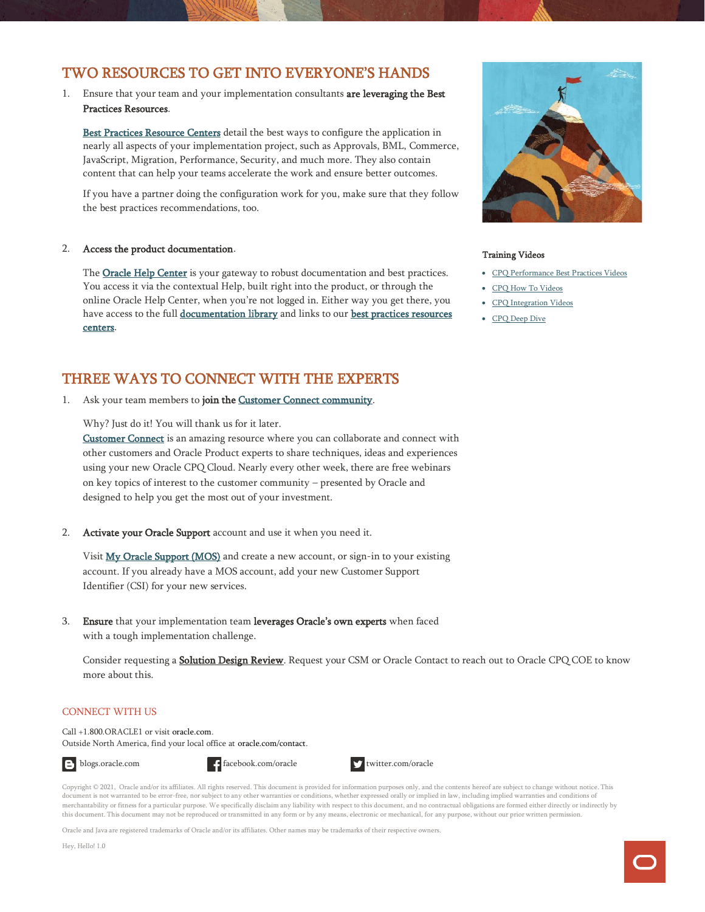## TWO RESOURCES TO GET INTO EVERYONE'S HANDS

1. Ensure that your team and your implementation consultants **are leveraging the Best Practices Resources**.

   Best Practices Resource Centers detail the best ways to configure the application in nearly all aspects of your implementation project, such as Approvals, BML, Commerce, JavaScript, Migration, Performance, Security, and much more. They also contain content that can help your teams accelerate the work and ensure better outcomes.

   If you have a partner doing the configuration work for you, make sure that they follow the best practices recommendations, too.

2. **Access the product documentation**.

   The Oracle Help Center is your gateway to robust documentation and best practices. You access it via the contextual Help, built right into the product, or through the online Oracle Help Center, when you're not logged in. Either way you get there, you have access to the full documentation library and links to our best practices resources centers.

**Training Videos**

- CPQ Performance Best Practices Videos
- CPQ How To Videos
- CPQ Integration Videos
- CPQ Deep Dive

## THREE WAYS TO CONNECT WITH THE EXPERTS

1. Ask your team members to **join the** Customer Connect community.

   Why? Just do it! You will thank us for it later.
   Customer Connect is an amazing resource where you can collaborate and connect with other customers and Oracle Product experts to share techniques, ideas and experiences using your new Oracle CPQ Cloud. Nearly every other week, there are free webinars on key topics of interest to the customer community – presented by Oracle and designed to help you get the most out of your investment.

2. **Activate your Oracle Support** account and use it when you need it.

   Visit My Oracle Support (MOS) and create a new account, or sign-in to your existing account. If you already have a MOS account, add your new Customer Support Identifier (CSI) for your new services.

3. **Ensure** that your implementation team **leverages Oracle's own experts** when faced with a tough implementation challenge.

   Consider requesting a **Solution Design Review**. Request your CSM or Oracle Contact to reach out to Oracle CPQ COE to know more about this.

### CONNECT WITH US

Call +1.800.ORACLE1 or visit oracle.com.
Outside North America, find your local office at oracle.com/contact.

blogs.oracle.com | facebook.com/oracle | twitter.com/oracle

Copyright © 2021, Oracle and/or its affiliates. All rights reserved. This document is provided for information purposes only, and the contents hereof are subject to change without notice. This document is not warranted to be error-free, nor subject to any other warranties or conditions, whether expressed orally or implied in law, including implied warranties and conditions of merchantability or fitness for a particular purpose. We specifically disclaim any liability with respect to this document, and no contractual obligations are formed either directly or indirectly by this document. This document may not be reproduced or transmitted in any form or by any means, electronic or mechanical, for any purpose, without our prior written permission.

Oracle and Java are registered trademarks of Oracle and/or its affiliates. Other names may be trademarks of their respective owners.

Hey, Hello! 1.0